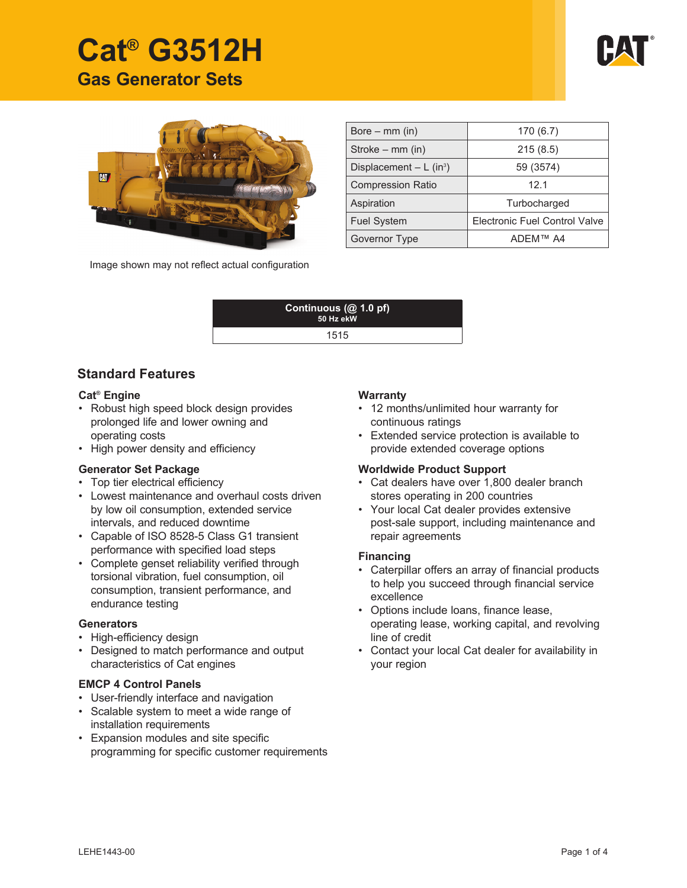# Cat® G3512H

## Gas Generator Sets

Image shown may not reflect actual configuration

| | |
|---|---|
| Bore – mm (in) | 170 (6.7) |
| Stroke – mm (in) | 215 (8.5) |
| Displacement – L (in³) | 59 (3574) |
| Compression Ratio | 12.1 |
| Aspiration | Turbocharged |
| Fuel System | Electronic Fuel Control Valve |
| Governor Type | ADEM™ A4 |

| Continuous (@ 1.0 pf) 50 Hz ekW |
|---|
| 1515 |

## Standard Features

### Cat® Engine

- Robust high speed block design provides prolonged life and lower owning and operating costs
- High power density and efficiency

### Generator Set Package

- Top tier electrical efficiency
- Lowest maintenance and overhaul costs driven by low oil consumption, extended service intervals, and reduced downtime
- Capable of ISO 8528-5 Class G1 transient performance with specified load steps
- Complete genset reliability verified through torsional vibration, fuel consumption, oil consumption, transient performance, and endurance testing

### Generators

- High-efficiency design
- Designed to match performance and output characteristics of Cat engines

### EMCP 4 Control Panels

- User-friendly interface and navigation
- Scalable system to meet a wide range of installation requirements
- Expansion modules and site specific programming for specific customer requirements

### Warranty

- 12 months/unlimited hour warranty for continuous ratings
- Extended service protection is available to provide extended coverage options

### Worldwide Product Support

- Cat dealers have over 1,800 dealer branch stores operating in 200 countries
- Your local Cat dealer provides extensive post-sale support, including maintenance and repair agreements

### Financing

- Caterpillar offers an array of financial products to help you succeed through financial service excellence
- Options include loans, finance lease, operating lease, working capital, and revolving line of credit
- Contact your local Cat dealer for availability in your region

LEHE1443-00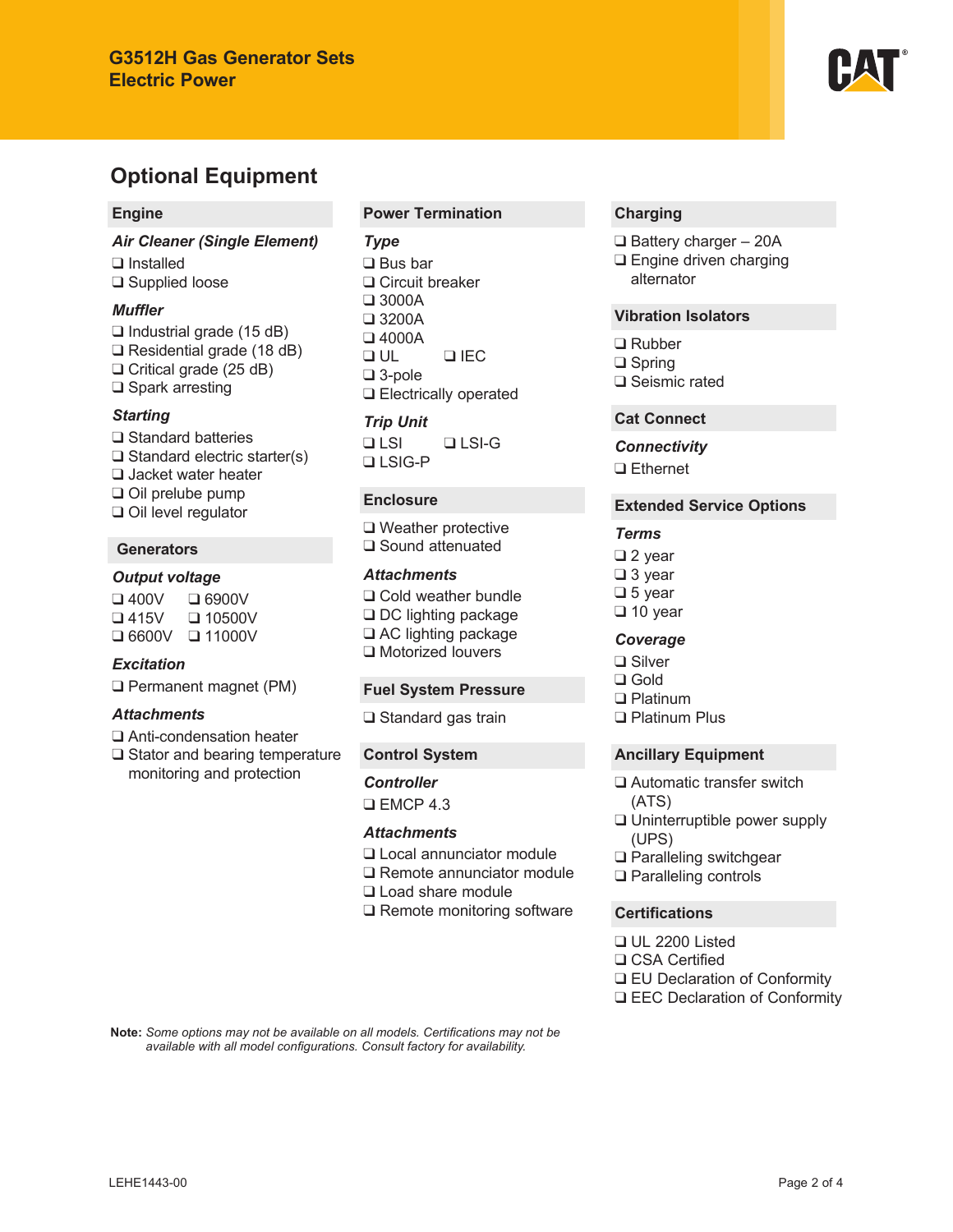## Optional Equipment

### Engine

#### *Air Cleaner (Single Element)*
- ❑ Installed
- ❑ Supplied loose

#### *Muffler*
- ❑ Industrial grade (15 dB)
- ❑ Residential grade (18 dB)
- ❑ Critical grade (25 dB)
- ❑ Spark arresting

#### *Starting*
- ❑ Standard batteries
- ❑ Standard electric starter(s)
- ❑ Jacket water heater
- ❑ Oil prelube pump
- ❑ Oil level regulator

### Generators

#### *Output voltage*
- ❑ 400V
- ❑ 415V
- ❑ 6600V
- ❑ 6900V
- ❑ 10500V
- ❑ 11000V

#### *Excitation*
- ❑ Permanent magnet (PM)

#### *Attachments*
- ❑ Anti-condensation heater
- ❑ Stator and bearing temperature monitoring and protection

### Power Termination

#### *Type*
- ❑ Bus bar
- ❑ Circuit breaker
- ❑ 3000A
- ❑ 3200A
- ❑ 4000A
- ❑ UL
- ❑ IEC
- ❑ 3-pole
- ❑ Electrically operated

#### *Trip Unit*
- ❑ LSI
- ❑ LSI-G
- ❑ LSIG-P

### Enclosure
- ❑ Weather protective
- ❑ Sound attenuated

#### *Attachments*
- ❑ Cold weather bundle
- ❑ DC lighting package
- ❑ AC lighting package
- ❑ Motorized louvers

### Fuel System Pressure
- ❑ Standard gas train

### Control System

#### *Controller*
- ❑ EMCP 4.3

#### *Attachments*
- ❑ Local annunciator module
- ❑ Remote annunciator module
- ❑ Load share module
- ❑ Remote monitoring software

### Charging
- ❑ Battery charger – 20A
- ❑ Engine driven charging alternator

### Vibration Isolators
- ❑ Rubber
- ❑ Spring
- ❑ Seismic rated

### Cat Connect

#### *Connectivity*
- ❑ Ethernet

### Extended Service Options

#### *Terms*
- ❑ 2 year
- ❑ 3 year
- ❑ 5 year
- ❑ 10 year

#### *Coverage*
- ❑ Silver
- ❑ Gold
- ❑ Platinum
- ❑ Platinum Plus

### Ancillary Equipment
- ❑ Automatic transfer switch (ATS)
- ❑ Uninterruptible power supply (UPS)
- ❑ Paralleling switchgear
- ❑ Paralleling controls

### Certifications
- ❑ UL 2200 Listed
- ❑ CSA Certified
- ❑ EU Declaration of Conformity
- ❑ EEC Declaration of Conformity

**Note:** *Some options may not be available on all models. Certifications may not be available with all model configurations. Consult factory for availability.*

LEHE1443-00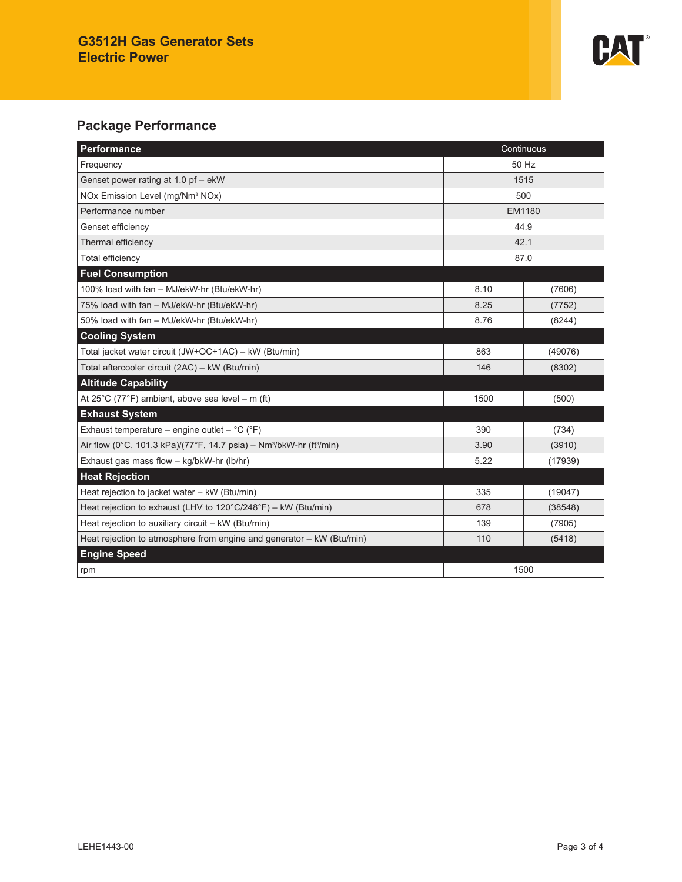## Package Performance

| Performance | Continuous | |
|---|---|---|
| Frequency | 50 Hz | |
| Genset power rating at 1.0 pf – ekW | 1515 | |
| NOx Emission Level (mg/Nm³ NOx) | 500 | |
| Performance number | EM1180 | |
| Genset efficiency | 44.9 | |
| Thermal efficiency | 42.1 | |
| Total efficiency | 87.0 | |
| **Fuel Consumption** | | |
| 100% load with fan – MJ/ekW-hr (Btu/ekW-hr) | 8.10 | (7606) |
| 75% load with fan – MJ/ekW-hr (Btu/ekW-hr) | 8.25 | (7752) |
| 50% load with fan – MJ/ekW-hr (Btu/ekW-hr) | 8.76 | (8244) |
| **Cooling System** | | |
| Total jacket water circuit (JW+OC+1AC) – kW (Btu/min) | 863 | (49076) |
| Total aftercooler circuit (2AC) – kW (Btu/min) | 146 | (8302) |
| **Altitude Capability** | | |
| At 25°C (77°F) ambient, above sea level – m (ft) | 1500 | (500) |
| **Exhaust System** | | |
| Exhaust temperature – engine outlet – °C (°F) | 390 | (734) |
| Air flow (0°C, 101.3 kPa)/(77°F, 14.7 psia) – Nm³/bkW-hr (ft³/min) | 3.90 | (3910) |
| Exhaust gas mass flow – kg/bkW-hr (lb/hr) | 5.22 | (17939) |
| **Heat Rejection** | | |
| Heat rejection to jacket water – kW (Btu/min) | 335 | (19047) |
| Heat rejection to exhaust (LHV to 120°C/248°F) – kW (Btu/min) | 678 | (38548) |
| Heat rejection to auxiliary circuit – kW (Btu/min) | 139 | (7905) |
| Heat rejection to atmosphere from engine and generator – kW (Btu/min) | 110 | (5418) |
| **Engine Speed** | | |
| rpm | 1500 | |

LEHE1443-00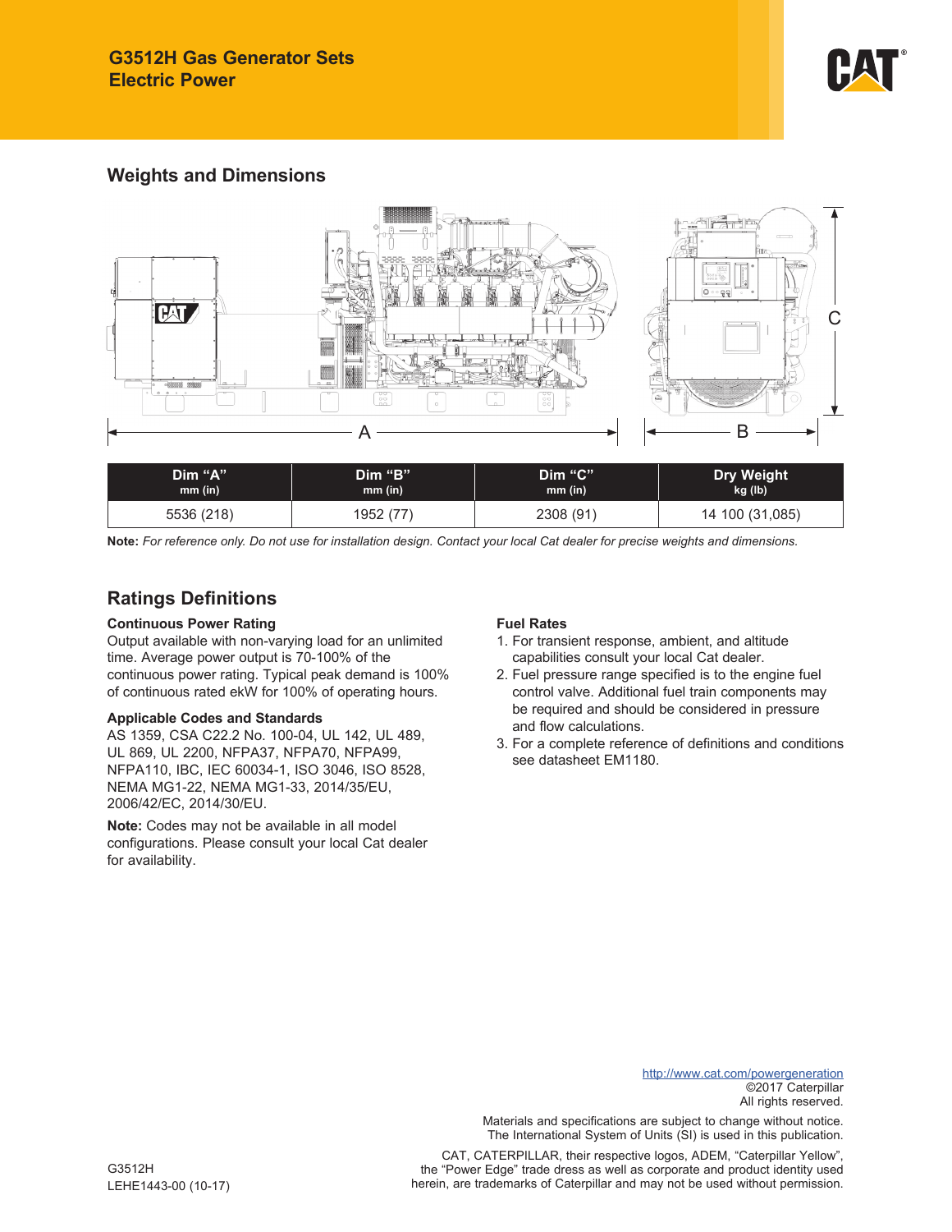## Weights and Dimensions

A

B

C

| Dim "A" mm (in) | Dim "B" mm (in) | Dim "C" mm (in) | Dry Weight kg (lb) |
|---|---|---|---|
| 5536 (218) | 1952 (77) | 2308 (91) | 14 100 (31,085) |

**Note:** *For reference only. Do not use for installation design. Contact your local Cat dealer for precise weights and dimensions.*

## Ratings Definitions

### Continuous Power Rating

Output available with non-varying load for an unlimited time. Average power output is 70-100% of the continuous power rating. Typical peak demand is 100% of continuous rated ekW for 100% of operating hours.

### Applicable Codes and Standards

AS 1359, CSA C22.2 No. 100-04, UL 142, UL 489, UL 869, UL 2200, NFPA37, NFPA70, NFPA99, NFPA110, IBC, IEC 60034-1, ISO 3046, ISO 8528, NEMA MG1-22, NEMA MG1-33, 2014/35/EU, 2006/42/EC, 2014/30/EU.

**Note:** Codes may not be available in all model configurations. Please consult your local Cat dealer for availability.

### Fuel Rates

1. For transient response, ambient, and altitude capabilities consult your local Cat dealer.
2. Fuel pressure range specified is to the engine fuel control valve. Additional fuel train components may be required and should be considered in pressure and flow calculations.
3. For a complete reference of definitions and conditions see datasheet EM1180.

http://www.cat.com/powergeneration
©2017 Caterpillar
All rights reserved.

Materials and specifications are subject to change without notice.
The International System of Units (SI) is used in this publication.

CAT, CATERPILLAR, their respective logos, ADEM, "Caterpillar Yellow", the "Power Edge" trade dress as well as corporate and product identity used herein, are trademarks of Caterpillar and may not be used without permission.

G3512H
LEHE1443-00 (10-17)